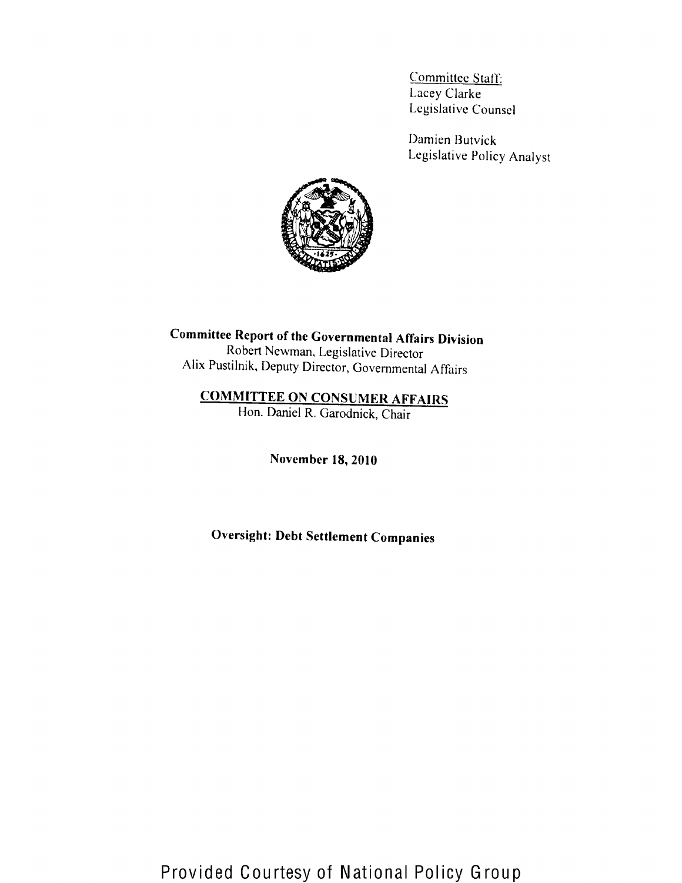Committee Staff:
Lacey Clarke
Legislative Counsel

Damien Butvick
Legislative Policy Analyst

**Committee Report of the Governmental Affairs Division**
Robert Newman, Legislative Director
Alix Pustilnik, Deputy Director, Governmental Affairs

**COMMITTEE ON CONSUMER AFFAIRS**
Hon. Daniel R. Garodnick, Chair

**November 18, 2010**

**Oversight: Debt Settlement Companies**

Provided Courtesy of National Policy Group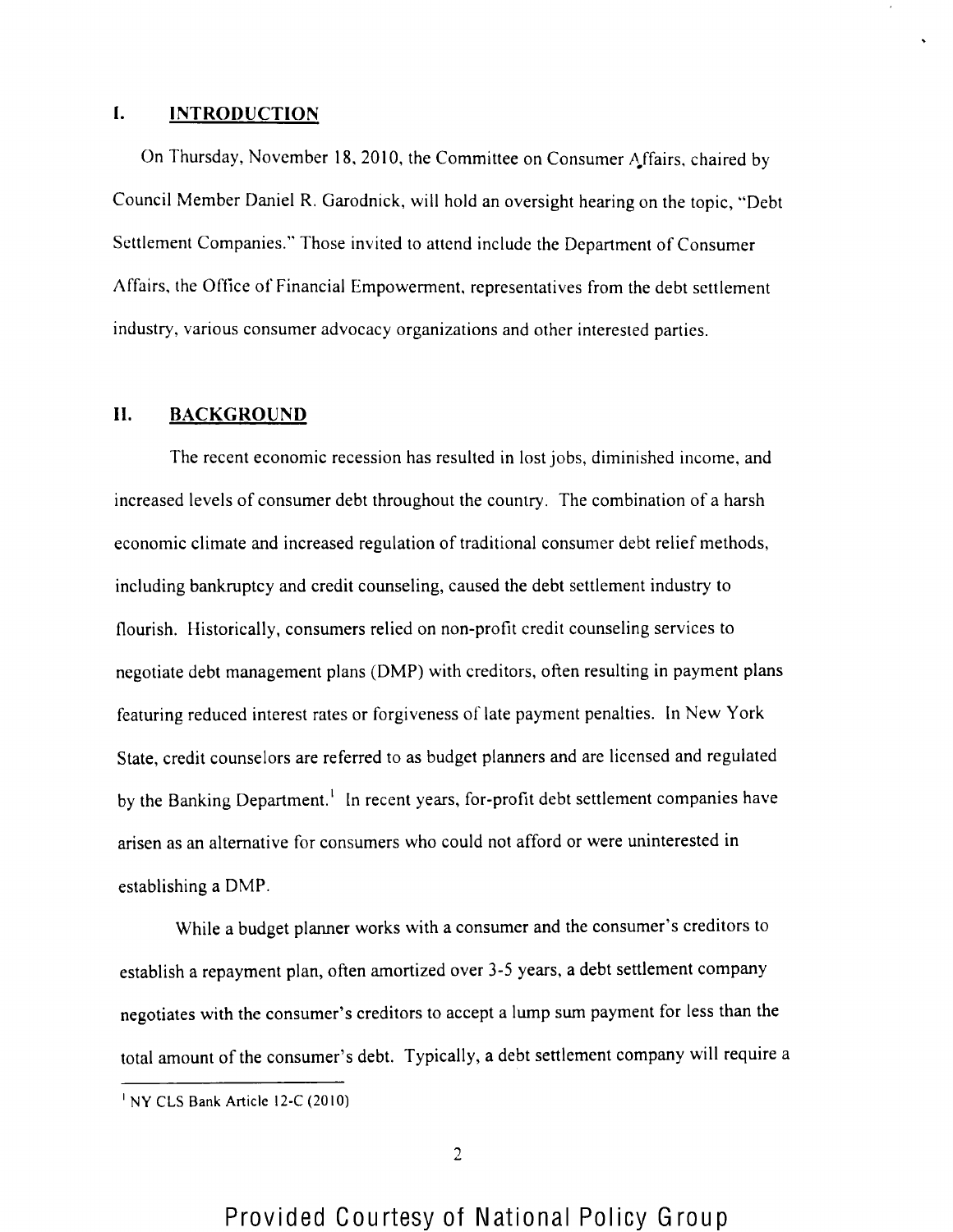## I. INTRODUCTION

On Thursday, November 18, 2010, the Committee on Consumer Affairs, chaired by Council Member Daniel R. Garodnick, will hold an oversight hearing on the topic, "Debt Settlement Companies." Those invited to attend include the Department of Consumer Affairs, the Office of Financial Empowerment, representatives from the debt settlement industry, various consumer advocacy organizations and other interested parties.

## II. BACKGROUND

The recent economic recession has resulted in lost jobs, diminished income, and increased levels of consumer debt throughout the country. The combination of a harsh economic climate and increased regulation of traditional consumer debt relief methods, including bankruptcy and credit counseling, caused the debt settlement industry to flourish. Historically, consumers relied on non-profit credit counseling services to negotiate debt management plans (DMP) with creditors, often resulting in payment plans featuring reduced interest rates or forgiveness of late payment penalties. In New York State, credit counselors are referred to as budget planners and are licensed and regulated by the Banking Department.[1] In recent years, for-profit debt settlement companies have arisen as an alternative for consumers who could not afford or were uninterested in establishing a DMP.

While a budget planner works with a consumer and the consumer's creditors to establish a repayment plan, often amortized over 3-5 years, a debt settlement company negotiates with the consumer's creditors to accept a lump sum payment for less than the total amount of the consumer's debt. Typically, a debt settlement company will require a

[1] NY CLS Bank Article 12-C (2010)

Provided Courtesy of National Policy Group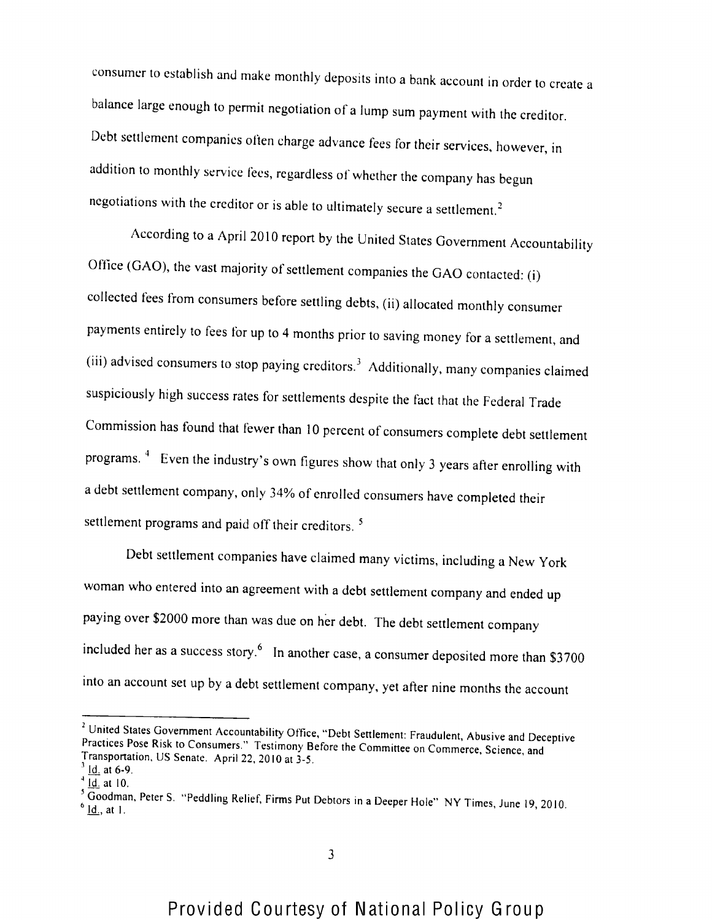consumer to establish and make monthly deposits into a bank account in order to create a balance large enough to permit negotiation of a lump sum payment with the creditor. Debt settlement companies often charge advance fees for their services, however, in addition to monthly service fees, regardless of whether the company has begun negotiations with the creditor or is able to ultimately secure a settlement.[2]

According to a April 2010 report by the United States Government Accountability Office (GAO), the vast majority of settlement companies the GAO contacted: (i) collected fees from consumers before settling debts, (ii) allocated monthly consumer payments entirely to fees for up to 4 months prior to saving money for a settlement, and (iii) advised consumers to stop paying creditors.[3] Additionally, many companies claimed suspiciously high success rates for settlements despite the fact that the Federal Trade Commission has found that fewer than 10 percent of consumers complete debt settlement programs. [4] Even the industry's own figures show that only 3 years after enrolling with a debt settlement company, only 34% of enrolled consumers have completed their settlement programs and paid off their creditors. [5]

Debt settlement companies have claimed many victims, including a New York woman who entered into an agreement with a debt settlement company and ended up paying over $2000 more than was due on her debt. The debt settlement company included her as a success story.[6] In another case, a consumer deposited more than $3700 into an account set up by a debt settlement company, yet after nine months the account

---

[2] United States Government Accountability Office, "Debt Settlement: Fraudulent, Abusive and Deceptive Practices Pose Risk to Consumers." Testimony Before the Committee on Commerce, Science, and Transportation, US Senate. April 22, 2010 at 3-5.

[3] Id. at 6-9.

[4] Id. at 10.

[5] Goodman, Peter S. "Peddling Relief, Firms Put Debtors in a Deeper Hole" NY Times, June 19, 2010.

[6] Id., at 1.

Provided Courtesy of National Policy Group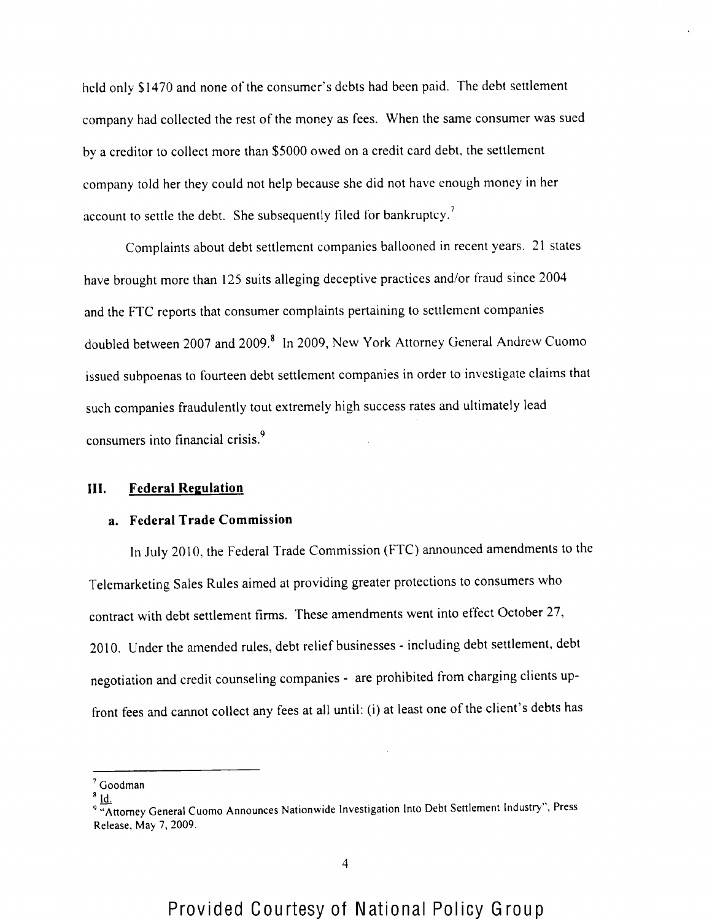held only $1470 and none of the consumer's debts had been paid. The debt settlement company had collected the rest of the money as fees. When the same consumer was sued by a creditor to collect more than $5000 owed on a credit card debt, the settlement company told her they could not help because she did not have enough money in her account to settle the debt. She subsequently filed for bankruptcy.[7]

Complaints about debt settlement companies ballooned in recent years. 21 states have brought more than 125 suits alleging deceptive practices and/or fraud since 2004 and the FTC reports that consumer complaints pertaining to settlement companies doubled between 2007 and 2009.[8] In 2009, New York Attorney General Andrew Cuomo issued subpoenas to fourteen debt settlement companies in order to investigate claims that such companies fraudulently tout extremely high success rates and ultimately lead consumers into financial crisis.[9]

## III. Federal Regulation

### a. Federal Trade Commission

In July 2010, the Federal Trade Commission (FTC) announced amendments to the Telemarketing Sales Rules aimed at providing greater protections to consumers who contract with debt settlement firms. These amendments went into effect October 27, 2010. Under the amended rules, debt relief businesses - including debt settlement, debt negotiation and credit counseling companies - are prohibited from charging clients up-front fees and cannot collect any fees at all until: (i) at least one of the client's debts has

---

[7] Goodman

[8] Id.

[9] "Attorney General Cuomo Announces Nationwide Investigation Into Debt Settlement Industry", Press Release, May 7, 2009.

Provided Courtesy of National Policy Group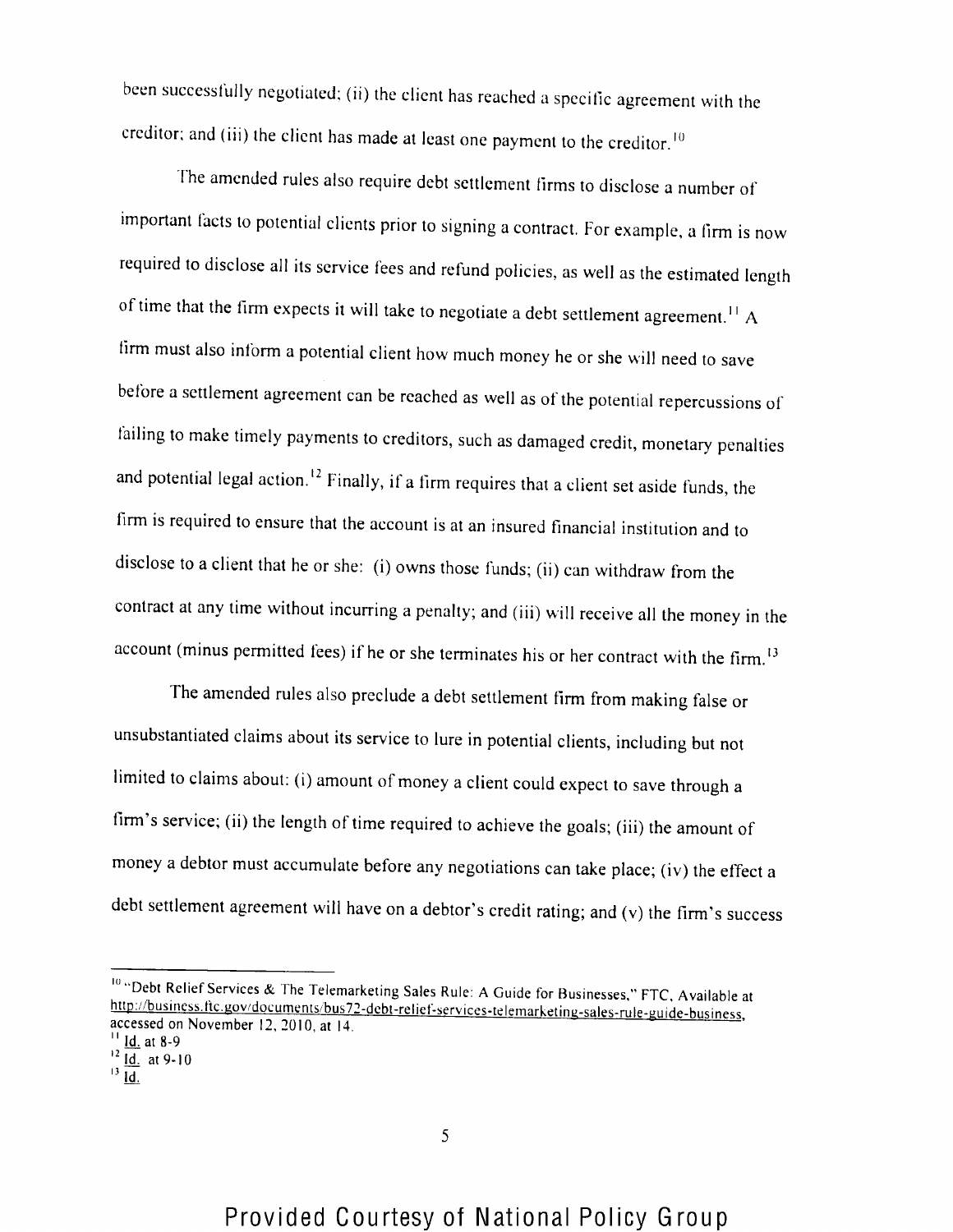been successfully negotiated; (ii) the client has reached a specific agreement with the creditor; and (iii) the client has made at least one payment to the creditor.[10]

The amended rules also require debt settlement firms to disclose a number of important facts to potential clients prior to signing a contract. For example, a firm is now required to disclose all its service fees and refund policies, as well as the estimated length of time that the firm expects it will take to negotiate a debt settlement agreement.[11] A firm must also inform a potential client how much money he or she will need to save before a settlement agreement can be reached as well as of the potential repercussions of failing to make timely payments to creditors, such as damaged credit, monetary penalties and potential legal action.[12] Finally, if a firm requires that a client set aside funds, the firm is required to ensure that the account is at an insured financial institution and to disclose to a client that he or she: (i) owns those funds; (ii) can withdraw from the contract at any time without incurring a penalty; and (iii) will receive all the money in the account (minus permitted fees) if he or she terminates his or her contract with the firm.[13]

The amended rules also preclude a debt settlement firm from making false or unsubstantiated claims about its service to lure in potential clients, including but not limited to claims about: (i) amount of money a client could expect to save through a firm's service; (ii) the length of time required to achieve the goals; (iii) the amount of money a debtor must accumulate before any negotiations can take place; (iv) the effect a debt settlement agreement will have on a debtor's credit rating; and (v) the firm's success

---

[10] "Debt Relief Services & The Telemarketing Sales Rule: A Guide for Businesses," FTC, Available at http://business.ftc.gov/documents/bus72-debt-relief-services-telemarketing-sales-rule-guide-business, accessed on November 12, 2010, at 14.

[11] Id. at 8-9

[12] Id. at 9-10

[13] Id.

Provided Courtesy of National Policy Group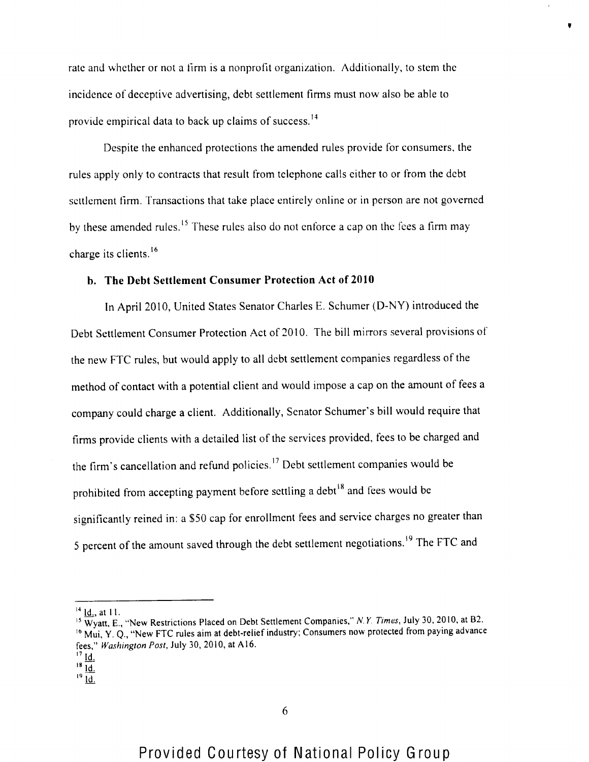rate and whether or not a firm is a nonprofit organization. Additionally, to stem the incidence of deceptive advertising, debt settlement firms must now also be able to provide empirical data to back up claims of success.[14]

Despite the enhanced protections the amended rules provide for consumers, the rules apply only to contracts that result from telephone calls either to or from the debt settlement firm. Transactions that take place entirely online or in person are not governed by these amended rules.[15] These rules also do not enforce a cap on the fees a firm may charge its clients.[16]

### b. The Debt Settlement Consumer Protection Act of 2010

In April 2010, United States Senator Charles E. Schumer (D-NY) introduced the Debt Settlement Consumer Protection Act of 2010. The bill mirrors several provisions of the new FTC rules, but would apply to all debt settlement companies regardless of the method of contact with a potential client and would impose a cap on the amount of fees a company could charge a client. Additionally, Senator Schumer's bill would require that firms provide clients with a detailed list of the services provided, fees to be charged and the firm's cancellation and refund policies.[17] Debt settlement companies would be prohibited from accepting payment before settling a debt[18] and fees would be significantly reined in: a $50 cap for enrollment fees and service charges no greater than 5 percent of the amount saved through the debt settlement negotiations.[19] The FTC and

---

[14] Id., at 11.
[15] Wyatt, E., "New Restrictions Placed on Debt Settlement Companies," *N.Y. Times*, July 30, 2010, at B2.
[16] Mui, Y. Q., "New FTC rules aim at debt-relief industry; Consumers now protected from paying advance fees," *Washington Post*, July 30, 2010, at A16.
[17] Id.
[18] Id.
[19] Id.

Provided Courtesy of National Policy Group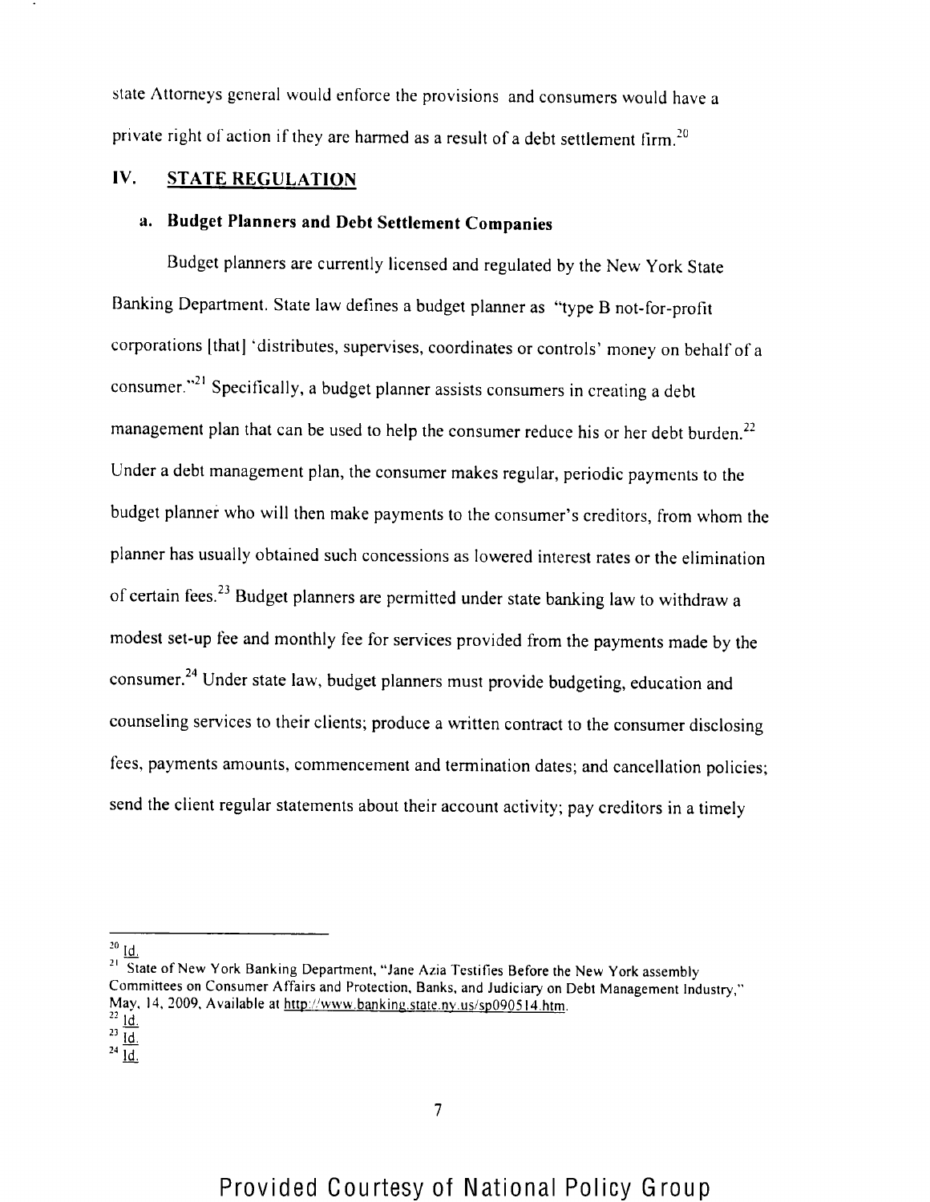state Attorneys general would enforce the provisions and consumers would have a private right of action if they are harmed as a result of a debt settlement firm.[20]

## IV. STATE REGULATION

### a. Budget Planners and Debt Settlement Companies

Budget planners are currently licensed and regulated by the New York State Banking Department. State law defines a budget planner as "type B not-for-profit corporations [that] 'distributes, supervises, coordinates or controls' money on behalf of a consumer."[21] Specifically, a budget planner assists consumers in creating a debt management plan that can be used to help the consumer reduce his or her debt burden.[22] Under a debt management plan, the consumer makes regular, periodic payments to the budget planner who will then make payments to the consumer's creditors, from whom the planner has usually obtained such concessions as lowered interest rates or the elimination of certain fees.[23] Budget planners are permitted under state banking law to withdraw a modest set-up fee and monthly fee for services provided from the payments made by the consumer.[24] Under state law, budget planners must provide budgeting, education and counseling services to their clients; produce a written contract to the consumer disclosing fees, payments amounts, commencement and termination dates; and cancellation policies; send the client regular statements about their account activity; pay creditors in a timely

---

[20] Id.

[21] State of New York Banking Department, "Jane Azia Testifies Before the New York assembly Committees on Consumer Affairs and Protection, Banks, and Judiciary on Debt Management Industry," May, 14, 2009, Available at http://www.banking.state.ny.us/sp090514.htm.

[22] Id.

[23] Id.

[24] Id.

Provided Courtesy of National Policy Group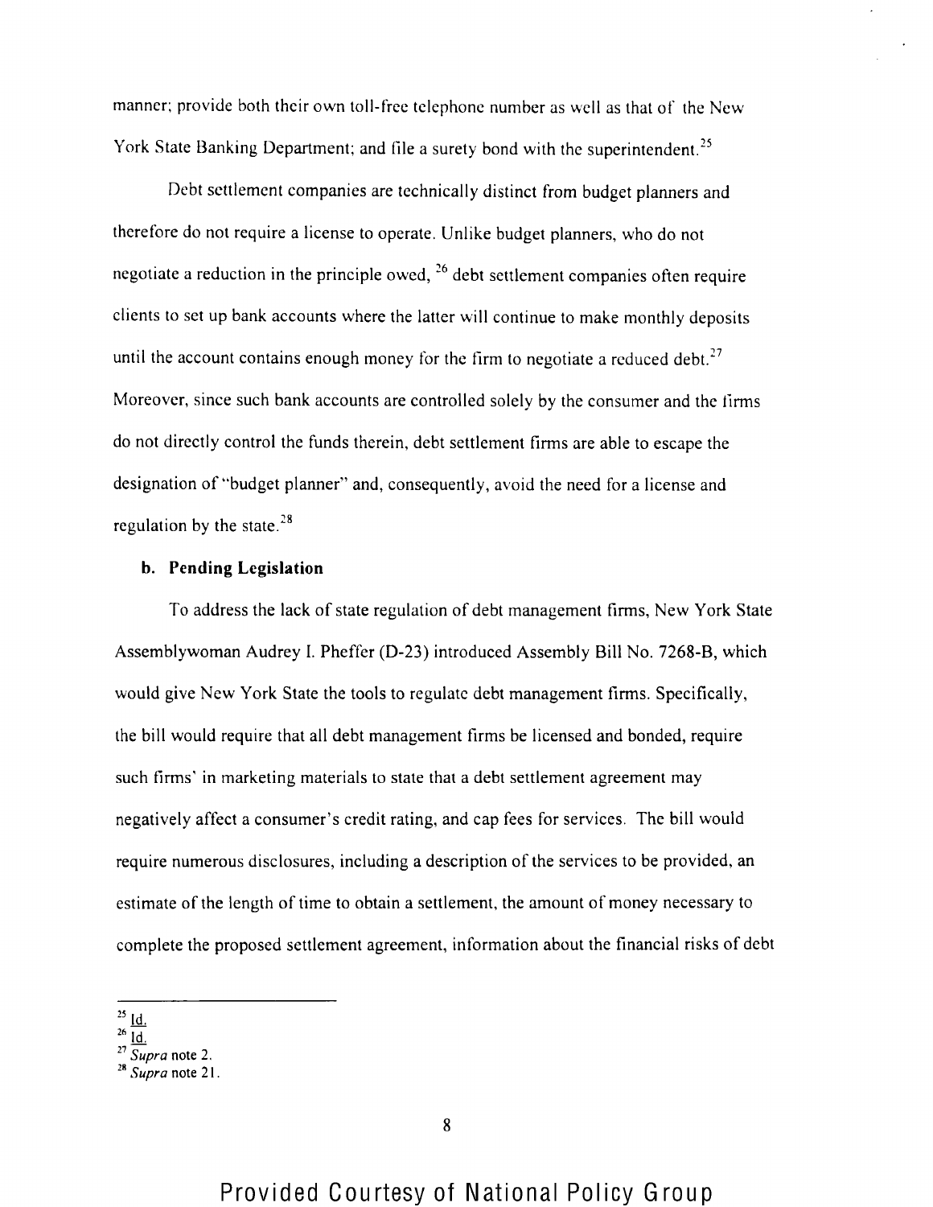manner; provide both their own toll-free telephone number as well as that of the New York State Banking Department; and file a surety bond with the superintendent.[25]

Debt settlement companies are technically distinct from budget planners and therefore do not require a license to operate. Unlike budget planners, who do not negotiate a reduction in the principle owed, [26] debt settlement companies often require clients to set up bank accounts where the latter will continue to make monthly deposits until the account contains enough money for the firm to negotiate a reduced debt.[27] Moreover, since such bank accounts are controlled solely by the consumer and the firms do not directly control the funds therein, debt settlement firms are able to escape the designation of "budget planner" and, consequently, avoid the need for a license and regulation by the state.[28]

**b. Pending Legislation**

To address the lack of state regulation of debt management firms, New York State Assemblywoman Audrey I. Pheffer (D-23) introduced Assembly Bill No. 7268-B, which would give New York State the tools to regulate debt management firms. Specifically, the bill would require that all debt management firms be licensed and bonded, require such firms' in marketing materials to state that a debt settlement agreement may negatively affect a consumer's credit rating, and cap fees for services. The bill would require numerous disclosures, including a description of the services to be provided, an estimate of the length of time to obtain a settlement, the amount of money necessary to complete the proposed settlement agreement, information about the financial risks of debt

---

[25] Id.
[26] Id.
[27] *Supra* note 2.
[28] *Supra* note 21.

Provided Courtesy of National Policy Group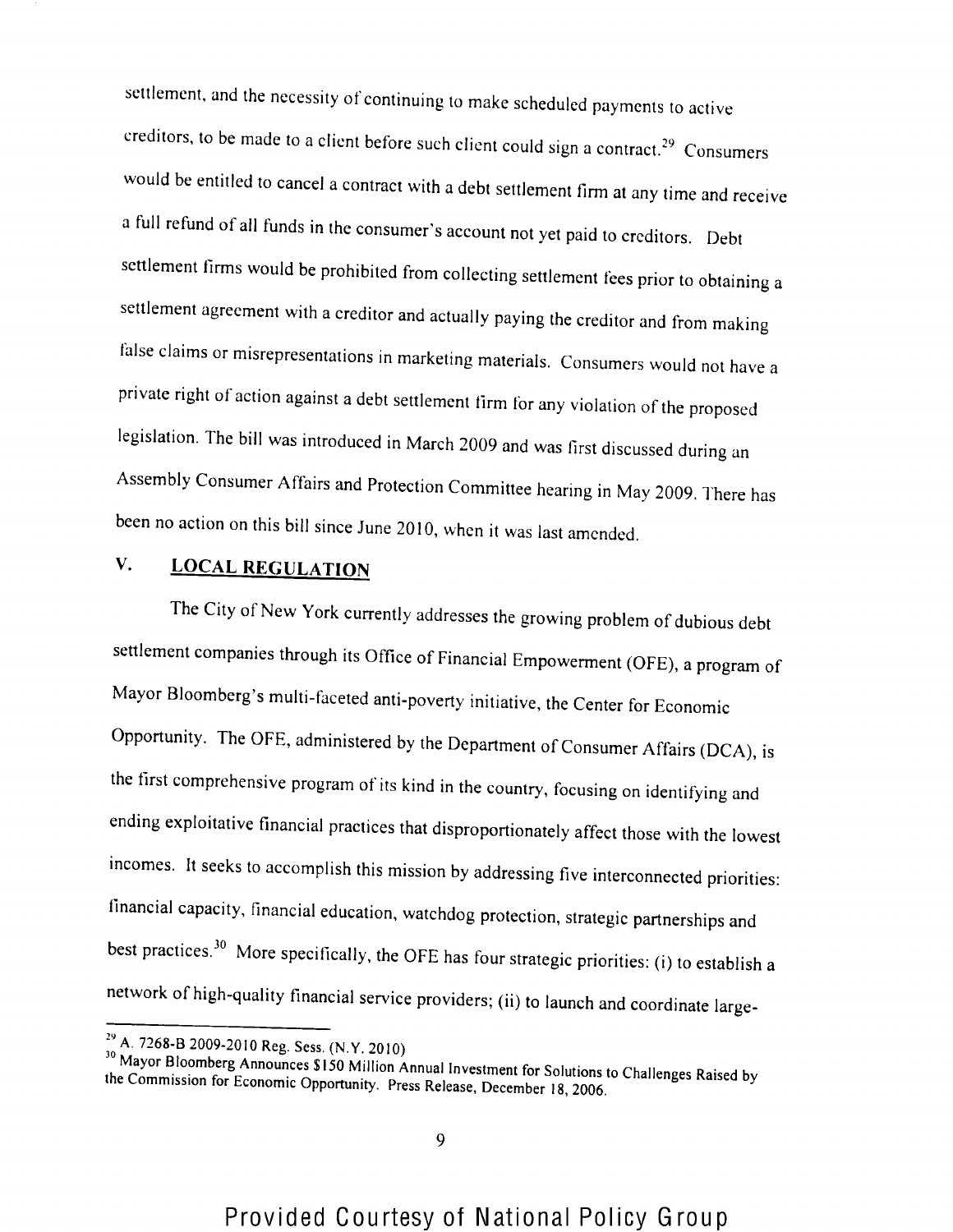settlement, and the necessity of continuing to make scheduled payments to active creditors, to be made to a client before such client could sign a contract.[29] Consumers would be entitled to cancel a contract with a debt settlement firm at any time and receive a full refund of all funds in the consumer's account not yet paid to creditors. Debt settlement firms would be prohibited from collecting settlement fees prior to obtaining a settlement agreement with a creditor and actually paying the creditor and from making false claims or misrepresentations in marketing materials. Consumers would not have a private right of action against a debt settlement firm for any violation of the proposed legislation. The bill was introduced in March 2009 and was first discussed during an Assembly Consumer Affairs and Protection Committee hearing in May 2009. There has been no action on this bill since June 2010, when it was last amended.

## V. LOCAL REGULATION

The City of New York currently addresses the growing problem of dubious debt settlement companies through its Office of Financial Empowerment (OFE), a program of Mayor Bloomberg's multi-faceted anti-poverty initiative, the Center for Economic Opportunity. The OFE, administered by the Department of Consumer Affairs (DCA), is the first comprehensive program of its kind in the country, focusing on identifying and ending exploitative financial practices that disproportionately affect those with the lowest incomes. It seeks to accomplish this mission by addressing five interconnected priorities: financial capacity, financial education, watchdog protection, strategic partnerships and best practices.[30] More specifically, the OFE has four strategic priorities: (i) to establish a network of high-quality financial service providers; (ii) to launch and coordinate large-

---

[29] A. 7268-B 2009-2010 Reg. Sess. (N.Y. 2010)

[30] Mayor Bloomberg Announces $150 Million Annual Investment for Solutions to Challenges Raised by the Commission for Economic Opportunity. Press Release, December 18, 2006.

Provided Courtesy of National Policy Group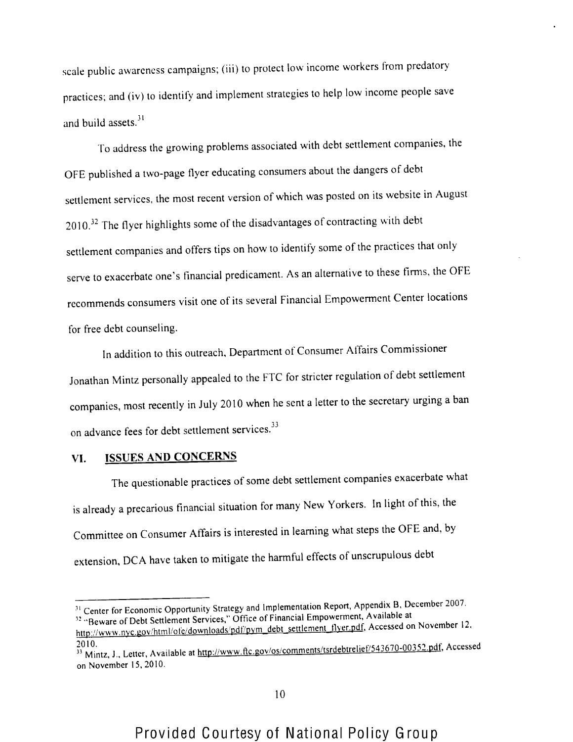scale public awareness campaigns; (iii) to protect low income workers from predatory practices; and (iv) to identify and implement strategies to help low income people save and build assets.[31]

To address the growing problems associated with debt settlement companies, the OFE published a two-page flyer educating consumers about the dangers of debt settlement services, the most recent version of which was posted on its website in August 2010.[32] The flyer highlights some of the disadvantages of contracting with debt settlement companies and offers tips on how to identify some of the practices that only serve to exacerbate one's financial predicament. As an alternative to these firms, the OFE recommends consumers visit one of its several Financial Empowerment Center locations for free debt counseling.

In addition to this outreach, Department of Consumer Affairs Commissioner Jonathan Mintz personally appealed to the FTC for stricter regulation of debt settlement companies, most recently in July 2010 when he sent a letter to the secretary urging a ban on advance fees for debt settlement services.[33]

## VI. ISSUES AND CONCERNS

The questionable practices of some debt settlement companies exacerbate what is already a precarious financial situation for many New Yorkers. In light of this, the Committee on Consumer Affairs is interested in learning what steps the OFE and, by extension, DCA have taken to mitigate the harmful effects of unscrupulous debt

---

[31] Center for Economic Opportunity Strategy and Implementation Report, Appendix B, December 2007.

[32] "Beware of Debt Settlement Services," Office of Financial Empowerment, Available at http://www.nyc.gov/html/ofe/downloads/pdf/pym_debt_settlement_flyer.pdf, Accessed on November 12, 2010.

[33] Mintz, J., Letter, Available at http://www.ftc.gov/os/comments/tsrdebtrelief/543670-00352.pdf, Accessed on November 15, 2010.

Provided Courtesy of National Policy Group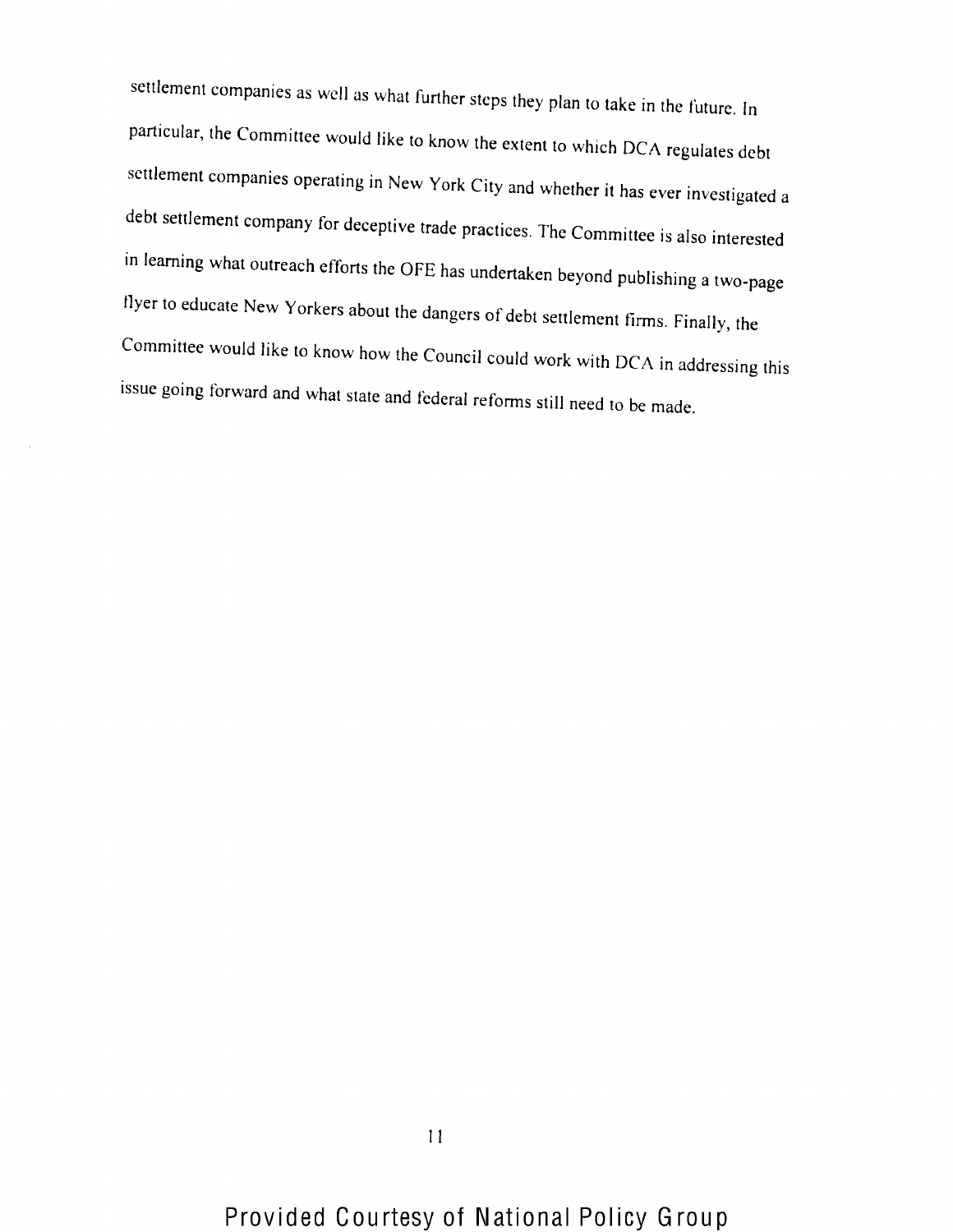settlement companies as well as what further steps they plan to take in the future. In particular, the Committee would like to know the extent to which DCA regulates debt settlement companies operating in New York City and whether it has ever investigated a debt settlement company for deceptive trade practices. The Committee is also interested in learning what outreach efforts the OFE has undertaken beyond publishing a two-page flyer to educate New Yorkers about the dangers of debt settlement firms. Finally, the Committee would like to know how the Council could work with DCA in addressing this issue going forward and what state and federal reforms still need to be made.

Provided Courtesy of National Policy Group